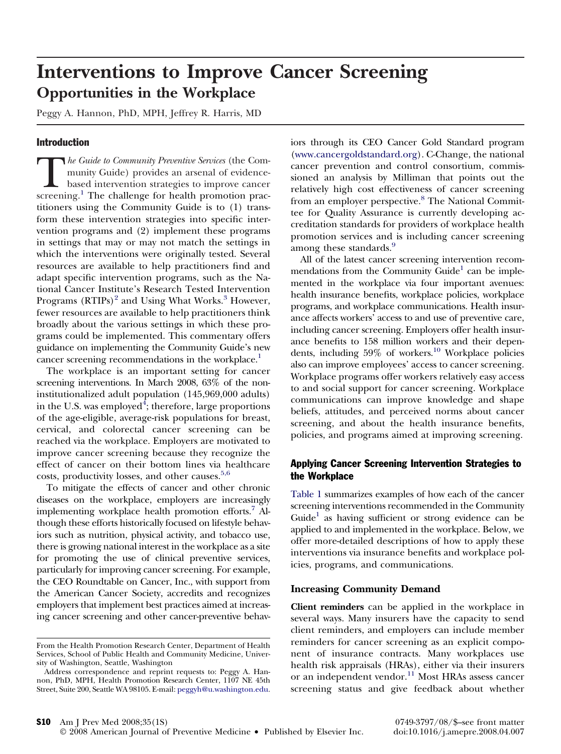# Interventions to Improve Cancer Screening

## Opportunities in the Workplace

Peggy A. Hannon, PhD, MPH, Jeffrey R. Harris, MD

## Introduction

*The Guide to Community Preventive Services* (the Community Guide) provides an arsenal of evidence-based intervention strategies to improve cancer screening.[1] The challenge for health promotion practitioners using the Community Guide is to (1) transform these intervention strategies into specific intervention programs and (2) implement these programs in settings that may or may not match the settings in which the interventions were originally tested. Several resources are available to help practitioners find and adapt specific intervention programs, such as the National Cancer Institute's Research Tested Intervention Programs (RTIPs)[2] and Using What Works.[3] However, fewer resources are available to help practitioners think broadly about the various settings in which these programs could be implemented. This commentary offers guidance on implementing the Community Guide's new cancer screening recommendations in the workplace.[1]

The workplace is an important setting for cancer screening interventions. In March 2008, 63% of the noninstitutionalized adult population (145,969,000 adults) in the U.S. was employed[4]; therefore, large proportions of the age-eligible, average-risk populations for breast, cervical, and colorectal cancer screening can be reached via the workplace. Employers are motivated to improve cancer screening because they recognize the effect of cancer on their bottom lines via healthcare costs, productivity losses, and other causes.[5,6]

To mitigate the effects of cancer and other chronic diseases on the workplace, employers are increasingly implementing workplace health promotion efforts.[7] Although these efforts historically focused on lifestyle behaviors such as nutrition, physical activity, and tobacco use, there is growing national interest in the workplace as a site for promoting the use of clinical preventive services, particularly for improving cancer screening. For example, the CEO Roundtable on Cancer, Inc., with support from the American Cancer Society, accredits and recognizes employers that implement best practices aimed at increasing cancer screening and other cancer-preventive behaviors through its CEO Cancer Gold Standard program (www.cancergoldstandard.org). C-Change, the national cancer prevention and control consortium, commissioned an analysis by Milliman that points out the relatively high cost effectiveness of cancer screening from an employer perspective.[8] The National Committee for Quality Assurance is currently developing accreditation standards for providers of workplace health promotion services and is including cancer screening among these standards.[9]

All of the latest cancer screening intervention recommendations from the Community Guide[1] can be implemented in the workplace via four important avenues: health insurance benefits, workplace policies, workplace programs, and workplace communications. Health insurance affects workers' access to and use of preventive care, including cancer screening. Employers offer health insurance benefits to 158 million workers and their dependents, including 59% of workers.[10] Workplace policies also can improve employees' access to cancer screening. Workplace programs offer workers relatively easy access to and social support for cancer screening. Workplace communications can improve knowledge and shape beliefs, attitudes, and perceived norms about cancer screening, and about the health insurance benefits, policies, and programs aimed at improving screening.

## Applying Cancer Screening Intervention Strategies to the Workplace

Table 1 summarizes examples of how each of the cancer screening interventions recommended in the Community Guide[1] as having sufficient or strong evidence can be applied to and implemented in the workplace. Below, we offer more-detailed descriptions of how to apply these interventions via insurance benefits and workplace policies, programs, and communications.

### Increasing Community Demand

**Client reminders** can be applied in the workplace in several ways. Many insurers have the capacity to send client reminders, and employers can include member reminders for cancer screening as an explicit component of insurance contracts. Many workplaces use health risk appraisals (HRAs), either via their insurers or an independent vendor.[11] Most HRAs assess cancer screening status and give feedback about whether

From the Health Promotion Research Center, Department of Health Services, School of Public Health and Community Medicine, University of Washington, Seattle, Washington

Address correspondence and reprint requests to: Peggy A. Hannon, PhD, MPH, Health Promotion Research Center, 1107 NE 45th Street, Suite 200, Seattle WA 98105. E-mail: peggyh@u.washington.edu.

0749-3797/08/$–see front matter
doi:10.1016/j.amepre.2008.04.007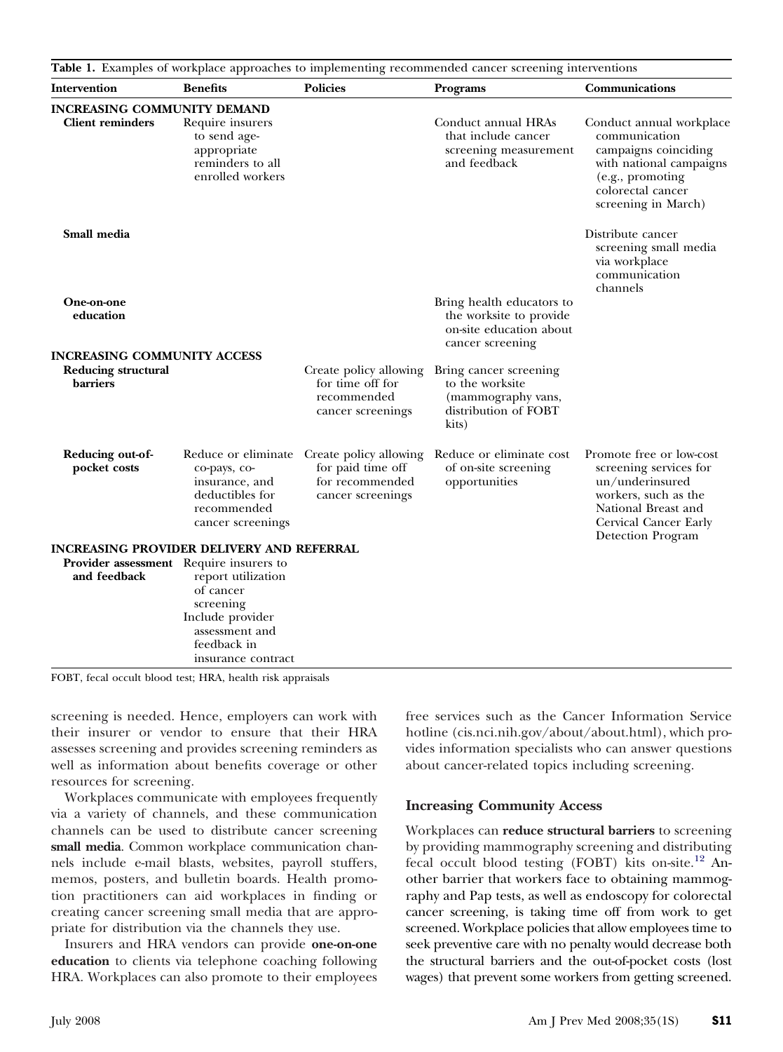**Table 1.** Examples of workplace approaches to implementing recommended cancer screening interventions

| Intervention | Benefits | Policies | Programs | Communications |
|---|---|---|---|---|
| **INCREASING COMMUNITY DEMAND** | | | | |
| **Client reminders** | Require insurers to send age-appropriate reminders to all enrolled workers | | Conduct annual HRAs that include cancer screening measurement and feedback | Conduct annual workplace communication campaigns coinciding with national campaigns (e.g., promoting colorectal cancer screening in March) |
| **Small media** | | | | Distribute cancer screening small media via workplace communication channels |
| **One-on-one education** | | | Bring health educators to the worksite to provide on-site education about cancer screening | |
| **INCREASING COMMUNITY ACCESS** | | | | |
| **Reducing structural barriers** | | Create policy allowing for time off for recommended cancer screenings | Bring cancer screening to the worksite (mammography vans, distribution of FOBT kits) | |
| **Reducing out-of-pocket costs** | Reduce or eliminate co-pays, co-insurance, and deductibles for recommended cancer screenings | Create policy allowing for paid time off for recommended cancer screenings | Reduce or eliminate cost of on-site screening opportunities | Promote free or low-cost screening services for un/underinsured workers, such as the National Breast and Cervical Cancer Early Detection Program |
| **INCREASING PROVIDER DELIVERY AND REFERRAL** | | | | |
| **Provider assessment and feedback** | Require insurers to report utilization of cancer screening<br>Include provider assessment and feedback in insurance contract | | | |

FOBT, fecal occult blood test; HRA, health risk appraisals

screening is needed. Hence, employers can work with their insurer or vendor to ensure that their HRA assesses screening and provides screening reminders as well as information about benefits coverage or other resources for screening.

Workplaces communicate with employees frequently via a variety of channels, and these communication channels can be used to distribute cancer screening **small media**. Common workplace communication channels include e-mail blasts, websites, payroll stuffers, memos, posters, and bulletin boards. Health promotion practitioners can aid workplaces in finding or creating cancer screening small media that are appropriate for distribution via the channels they use.

Insurers and HRA vendors can provide **one-on-one education** to clients via telephone coaching following HRA. Workplaces can also promote to their employees free services such as the Cancer Information Service hotline (cis.nci.nih.gov/about/about.html), which provides information specialists who can answer questions about cancer-related topics including screening.

### Increasing Community Access

Workplaces can **reduce structural barriers** to screening by providing mammography screening and distributing fecal occult blood testing (FOBT) kits on-site.[12] Another barrier that workers face to obtaining mammography and Pap tests, as well as endoscopy for colorectal cancer screening, is taking time off from work to get screened. Workplace policies that allow employees time to seek preventive care with no penalty would decrease both the structural barriers and the out-of-pocket costs (lost wages) that prevent some workers from getting screened.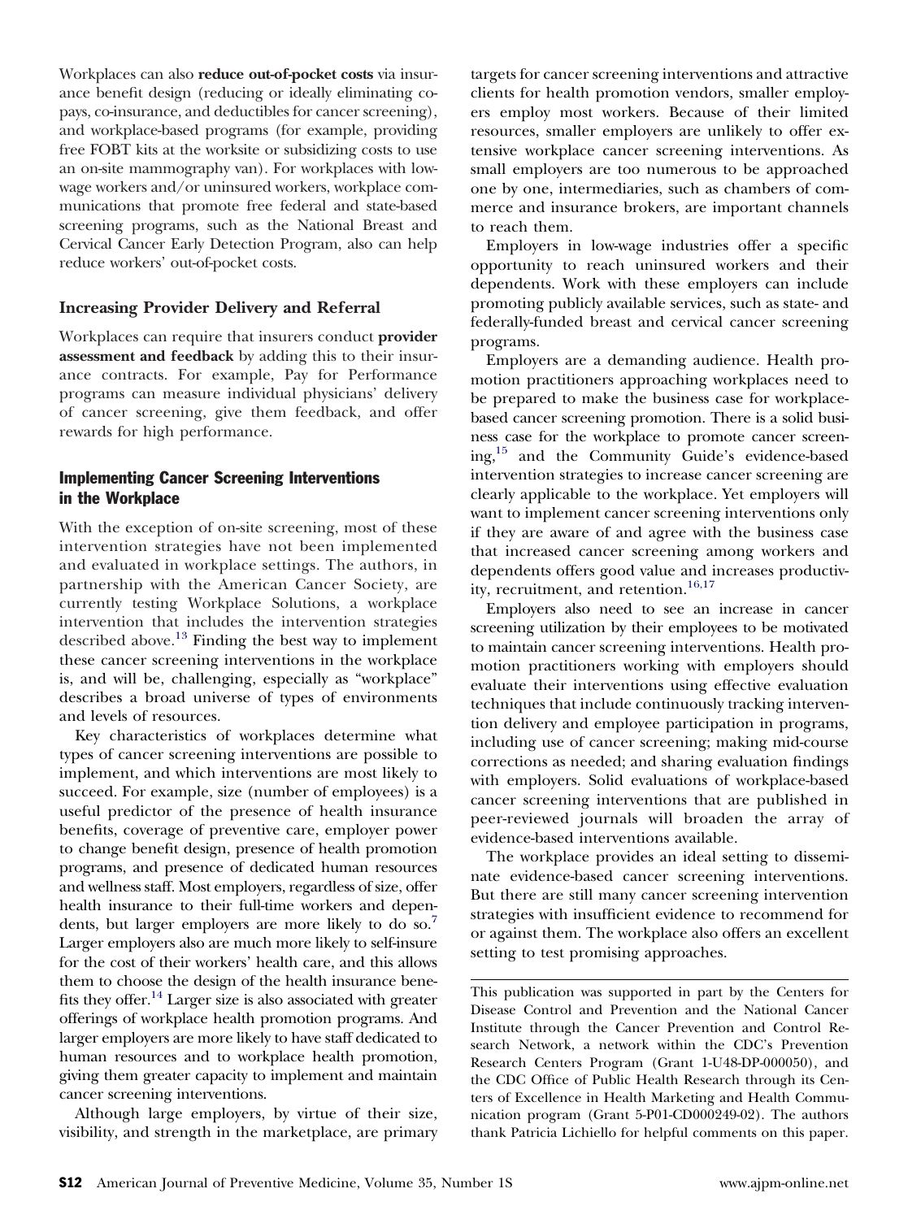Workplaces can also **reduce out-of-pocket costs** via insurance benefit design (reducing or ideally eliminating copays, co-insurance, and deductibles for cancer screening), and workplace-based programs (for example, providing free FOBT kits at the worksite or subsidizing costs to use an on-site mammography van). For workplaces with low-wage workers and/or uninsured workers, workplace communications that promote free federal and state-based screening programs, such as the National Breast and Cervical Cancer Early Detection Program, also can help reduce workers' out-of-pocket costs.

### Increasing Provider Delivery and Referral

Workplaces can require that insurers conduct **provider assessment and feedback** by adding this to their insurance contracts. For example, Pay for Performance programs can measure individual physicians' delivery of cancer screening, give them feedback, and offer rewards for high performance.

## Implementing Cancer Screening Interventions in the Workplace

With the exception of on-site screening, most of these intervention strategies have not been implemented and evaluated in workplace settings. The authors, in partnership with the American Cancer Society, are currently testing Workplace Solutions, a workplace intervention that includes the intervention strategies described above.[13] Finding the best way to implement these cancer screening interventions in the workplace is, and will be, challenging, especially as "workplace" describes a broad universe of types of environments and levels of resources.

Key characteristics of workplaces determine what types of cancer screening interventions are possible to implement, and which interventions are most likely to succeed. For example, size (number of employees) is a useful predictor of the presence of health insurance benefits, coverage of preventive care, employer power to change benefit design, presence of health promotion programs, and presence of dedicated human resources and wellness staff. Most employers, regardless of size, offer health insurance to their full-time workers and dependents, but larger employers are more likely to do so.[7] Larger employers also are much more likely to self-insure for the cost of their workers' health care, and this allows them to choose the design of the health insurance benefits they offer.[14] Larger size is also associated with greater offerings of workplace health promotion programs. And larger employers are more likely to have staff dedicated to human resources and to workplace health promotion, giving them greater capacity to implement and maintain cancer screening interventions.

Although large employers, by virtue of their size, visibility, and strength in the marketplace, are primary targets for cancer screening interventions and attractive clients for health promotion vendors, smaller employers employ most workers. Because of their limited resources, smaller employers are unlikely to offer extensive workplace cancer screening interventions. As small employers are too numerous to be approached one by one, intermediaries, such as chambers of commerce and insurance brokers, are important channels to reach them.

Employers in low-wage industries offer a specific opportunity to reach uninsured workers and their dependents. Work with these employers can include promoting publicly available services, such as state- and federally-funded breast and cervical cancer screening programs.

Employers are a demanding audience. Health promotion practitioners approaching workplaces need to be prepared to make the business case for workplace-based cancer screening promotion. There is a solid business case for the workplace to promote cancer screening,[15] and the Community Guide's evidence-based intervention strategies to increase cancer screening are clearly applicable to the workplace. Yet employers will want to implement cancer screening interventions only if they are aware of and agree with the business case that increased cancer screening among workers and dependents offers good value and increases productivity, recruitment, and retention.[16,17]

Employers also need to see an increase in cancer screening utilization by their employees to be motivated to maintain cancer screening interventions. Health promotion practitioners working with employers should evaluate their interventions using effective evaluation techniques that include continuously tracking intervention delivery and employee participation in programs, including use of cancer screening; making mid-course corrections as needed; and sharing evaluation findings with employers. Solid evaluations of workplace-based cancer screening interventions that are published in peer-reviewed journals will broaden the array of evidence-based interventions available.

The workplace provides an ideal setting to disseminate evidence-based cancer screening interventions. But there are still many cancer screening intervention strategies with insufficient evidence to recommend for or against them. The workplace also offers an excellent setting to test promising approaches.

---

This publication was supported in part by the Centers for Disease Control and Prevention and the National Cancer Institute through the Cancer Prevention and Control Research Network, a network within the CDC's Prevention Research Centers Program (Grant 1-U48-DP-000050), and the CDC Office of Public Health Research through its Centers of Excellence in Health Marketing and Health Communication program (Grant 5-P01-CD000249-02). The authors thank Patricia Lichiello for helpful comments on this paper.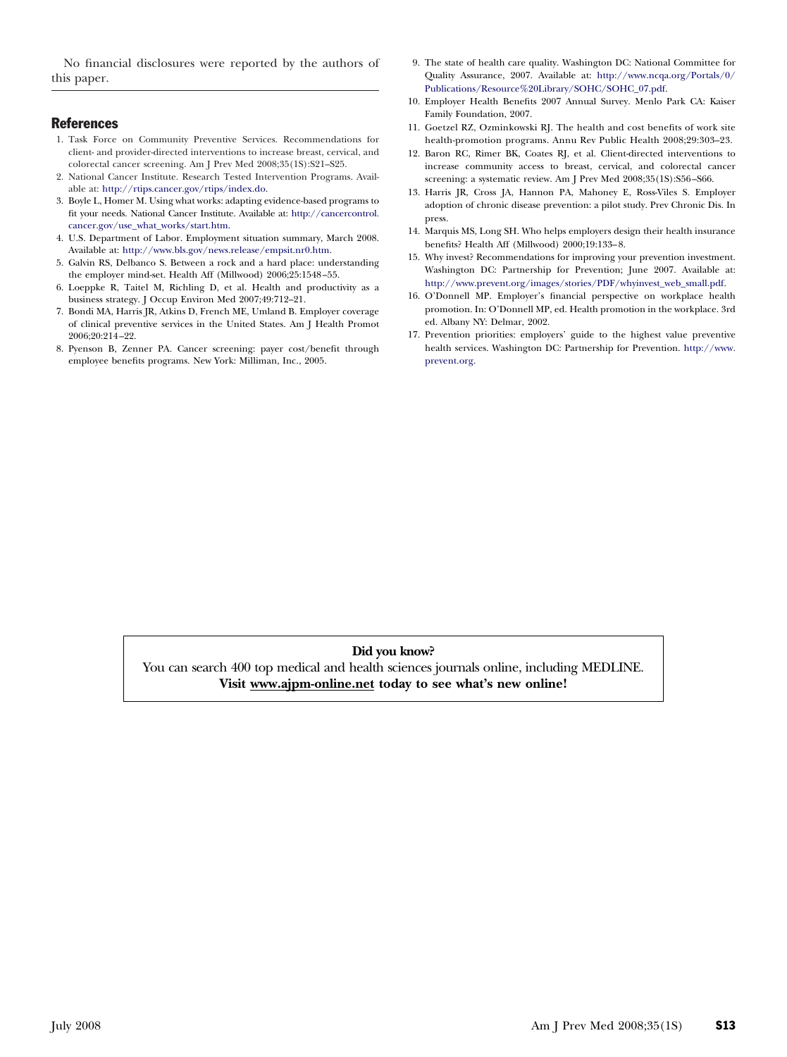No financial disclosures were reported by the authors of this paper.

## References

1. Task Force on Community Preventive Services. Recommendations for client- and provider-directed interventions to increase breast, cervical, and colorectal cancer screening. Am J Prev Med 2008;35(1S):S21–S25.
2. National Cancer Institute. Research Tested Intervention Programs. Available at: http://rtips.cancer.gov/rtips/index.do.
3. Boyle L, Homer M. Using what works: adapting evidence-based programs to fit your needs. National Cancer Institute. Available at: http://cancercontrol.cancer.gov/use_what_works/start.htm.
4. U.S. Department of Labor. Employment situation summary, March 2008. Available at: http://www.bls.gov/news.release/empsit.nr0.htm.
5. Galvin RS, Delbanco S. Between a rock and a hard place: understanding the employer mind-set. Health Aff (Millwood) 2006;25:1548–55.
6. Loeppke R, Taitel M, Richling D, et al. Health and productivity as a business strategy. J Occup Environ Med 2007;49:712–21.
7. Bondi MA, Harris JR, Atkins D, French ME, Umland B. Employer coverage of clinical preventive services in the United States. Am J Health Promot 2006;20:214–22.
8. Pyenson B, Zenner PA. Cancer screening: payer cost/benefit through employee benefits programs. New York: Milliman, Inc., 2005.
9. The state of health care quality. Washington DC: National Committee for Quality Assurance, 2007. Available at: http://www.ncqa.org/Portals/0/Publications/Resource%20Library/SOHC/SOHC_07.pdf.
10. Employer Health Benefits 2007 Annual Survey. Menlo Park CA: Kaiser Family Foundation, 2007.
11. Goetzel RZ, Ozminkowski RJ. The health and cost benefits of work site health-promotion programs. Annu Rev Public Health 2008;29:303–23.
12. Baron RC, Rimer BK, Coates RJ, et al. Client-directed interventions to increase community access to breast, cervical, and colorectal cancer screening: a systematic review. Am J Prev Med 2008;35(1S):S56–S66.
13. Harris JR, Cross JA, Hannon PA, Mahoney E, Ross-Viles S. Employer adoption of chronic disease prevention: a pilot study. Prev Chronic Dis. In press.
14. Marquis MS, Long SH. Who helps employers design their health insurance benefits? Health Aff (Millwood) 2000;19:133–8.
15. Why invest? Recommendations for improving your prevention investment. Washington DC: Partnership for Prevention; June 2007. Available at: http://www.prevent.org/images/stories/PDF/whyinvest_web_small.pdf.
16. O'Donnell MP. Employer's financial perspective on workplace health promotion. In: O'Donnell MP, ed. Health promotion in the workplace. 3rd ed. Albany NY: Delmar, 2002.
17. Prevention priorities: employers' guide to the highest value preventive health services. Washington DC: Partnership for Prevention. http://www.prevent.org.

**Did you know?**
You can search 400 top medical and health sciences journals online, including MEDLINE.
**Visit www.ajpm-online.net today to see what's new online!**